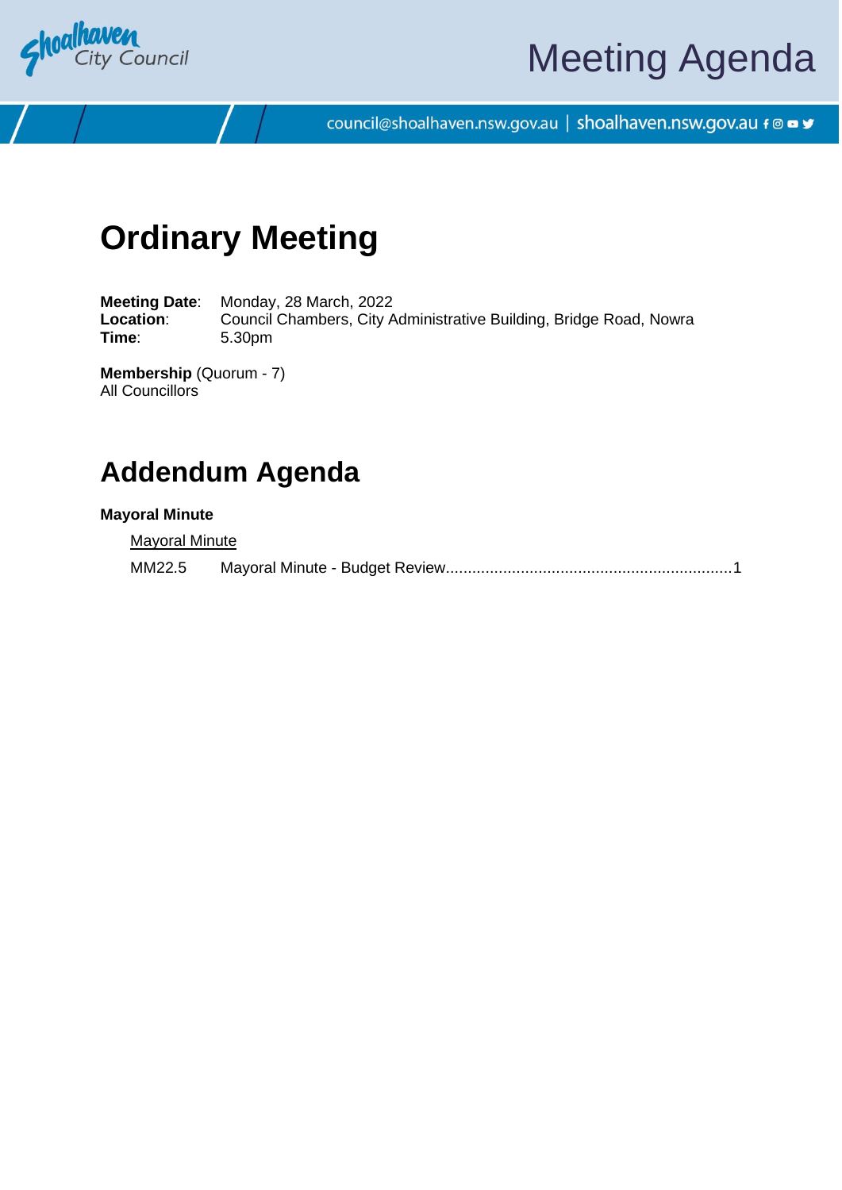Shoalhaven City Council

# Meeting Agenda

council@shoalhaven.nsw.gov.au | shoalhaven.nsw.gov.au

# Ordinary Meeting

**Meeting Date**: Monday, 28 March, 2022
**Location**: Council Chambers, City Administrative Building, Bridge Road, Nowra
**Time**: 5.30pm

**Membership** (Quorum - 7)
All Councillors

# Addendum Agenda

**Mayoral Minute**

Mayoral Minute

MM22.5 Mayoral Minute - Budget Review ................................................................1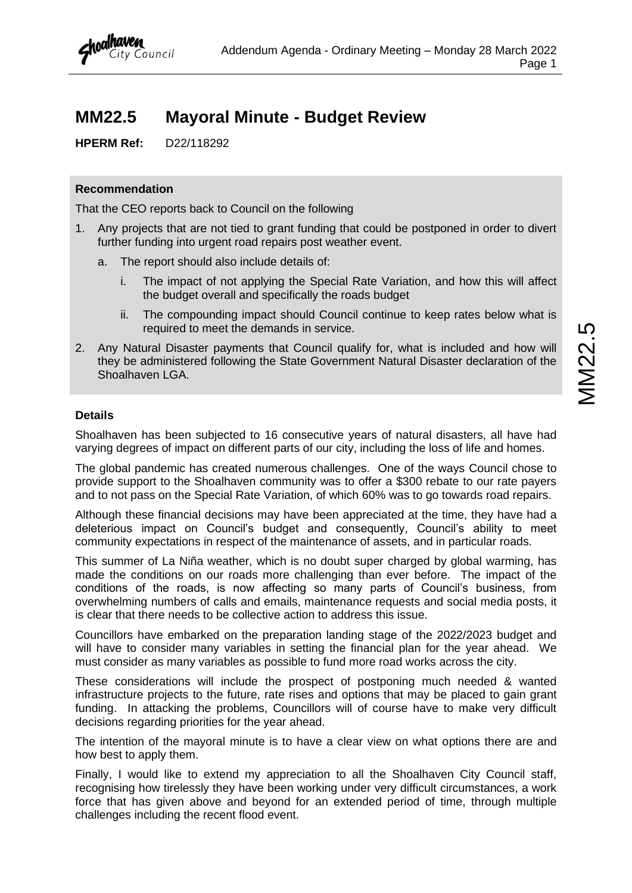# MM22.5 Mayoral Minute - Budget Review

**HPERM Ref:** D22/118292

**Recommendation**

That the CEO reports back to Council on the following

1. Any projects that are not tied to grant funding that could be postponed in order to divert further funding into urgent road repairs post weather event.
   a. The report should also include details of:
      i. The impact of not applying the Special Rate Variation, and how this will affect the budget overall and specifically the roads budget
      ii. The compounding impact should Council continue to keep rates below what is required to meet the demands in service.
2. Any Natural Disaster payments that Council qualify for, what is included and how will they be administered following the State Government Natural Disaster declaration of the Shoalhaven LGA.

**Details**

Shoalhaven has been subjected to 16 consecutive years of natural disasters, all have had varying degrees of impact on different parts of our city, including the loss of life and homes.

The global pandemic has created numerous challenges. One of the ways Council chose to provide support to the Shoalhaven community was to offer a $300 rebate to our rate payers and to not pass on the Special Rate Variation, of which 60% was to go towards road repairs.

Although these financial decisions may have been appreciated at the time, they have had a deleterious impact on Council's budget and consequently, Council's ability to meet community expectations in respect of the maintenance of assets, and in particular roads.

This summer of La Niña weather, which is no doubt super charged by global warming, has made the conditions on our roads more challenging than ever before. The impact of the conditions of the roads, is now affecting so many parts of Council's business, from overwhelming numbers of calls and emails, maintenance requests and social media posts, it is clear that there needs to be collective action to address this issue.

Councillors have embarked on the preparation landing stage of the 2022/2023 budget and will have to consider many variables in setting the financial plan for the year ahead. We must consider as many variables as possible to fund more road works across the city.

These considerations will include the prospect of postponing much needed & wanted infrastructure projects to the future, rate rises and options that may be placed to gain grant funding. In attacking the problems, Councillors will of course have to make very difficult decisions regarding priorities for the year ahead.

The intention of the mayoral minute is to have a clear view on what options there are and how best to apply them.

Finally, I would like to extend my appreciation to all the Shoalhaven City Council staff, recognising how tirelessly they have been working under very difficult circumstances, a work force that has given above and beyond for an extended period of time, through multiple challenges including the recent flood event.